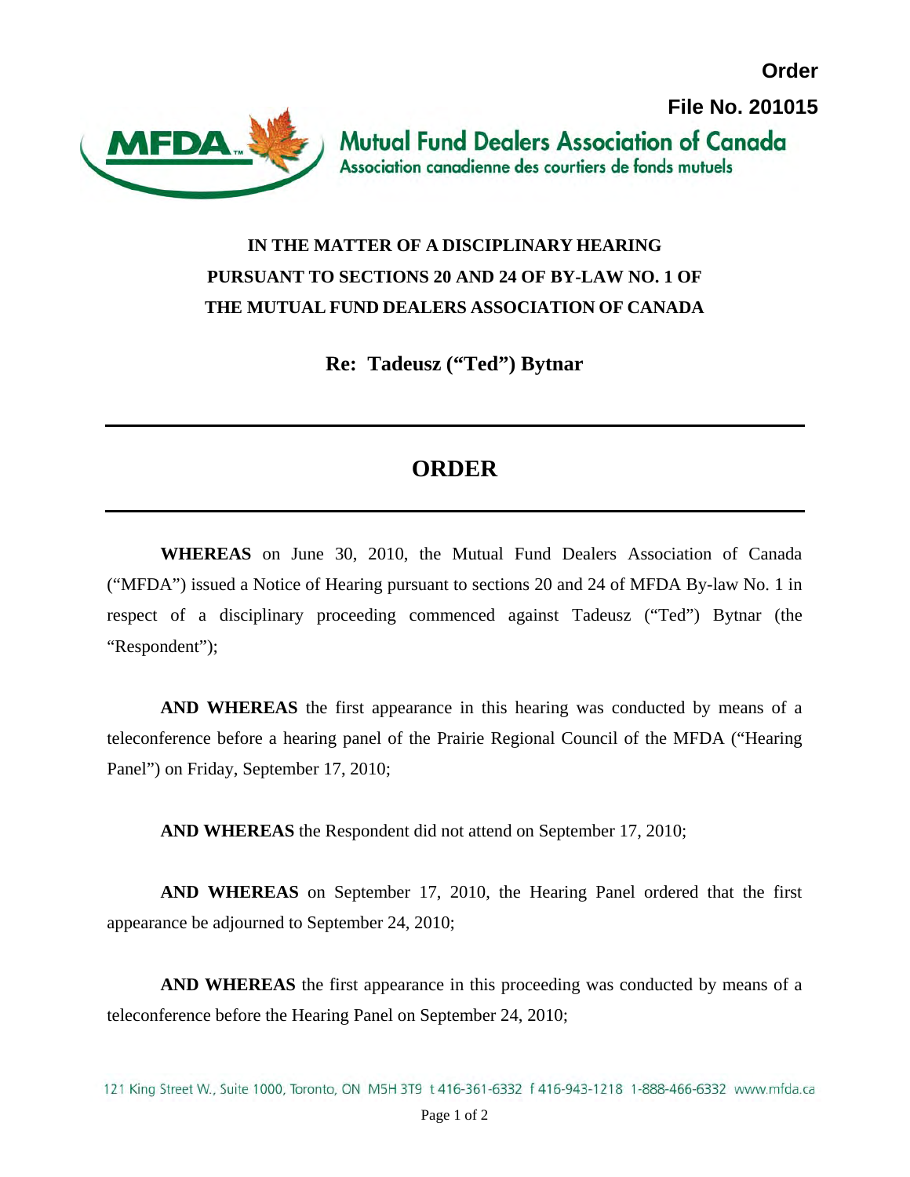**Order**

**File No. 201015**

Mutual Fund Dealers Association of Canada
Association canadienne des courtiers de fonds mutuels

**IN THE MATTER OF A DISCIPLINARY HEARING PURSUANT TO SECTIONS 20 AND 24 OF BY-LAW NO. 1 OF THE MUTUAL FUND DEALERS ASSOCIATION OF CANADA**

**Re: Tadeusz ("Ted") Bytnar**

---

# ORDER

---

**WHEREAS** on June 30, 2010, the Mutual Fund Dealers Association of Canada ("MFDA") issued a Notice of Hearing pursuant to sections 20 and 24 of MFDA By-law No. 1 in respect of a disciplinary proceeding commenced against Tadeusz ("Ted") Bytnar (the "Respondent");

**AND WHEREAS** the first appearance in this hearing was conducted by means of a teleconference before a hearing panel of the Prairie Regional Council of the MFDA ("Hearing Panel") on Friday, September 17, 2010;

**AND WHEREAS** the Respondent did not attend on September 17, 2010;

**AND WHEREAS** on September 17, 2010, the Hearing Panel ordered that the first appearance be adjourned to September 24, 2010;

**AND WHEREAS** the first appearance in this proceeding was conducted by means of a teleconference before the Hearing Panel on September 24, 2010;

121 King Street W., Suite 1000, Toronto, ON M5H 3T9 t 416-361-6332 f 416-943-1218 1-888-466-6332 www.mfda.ca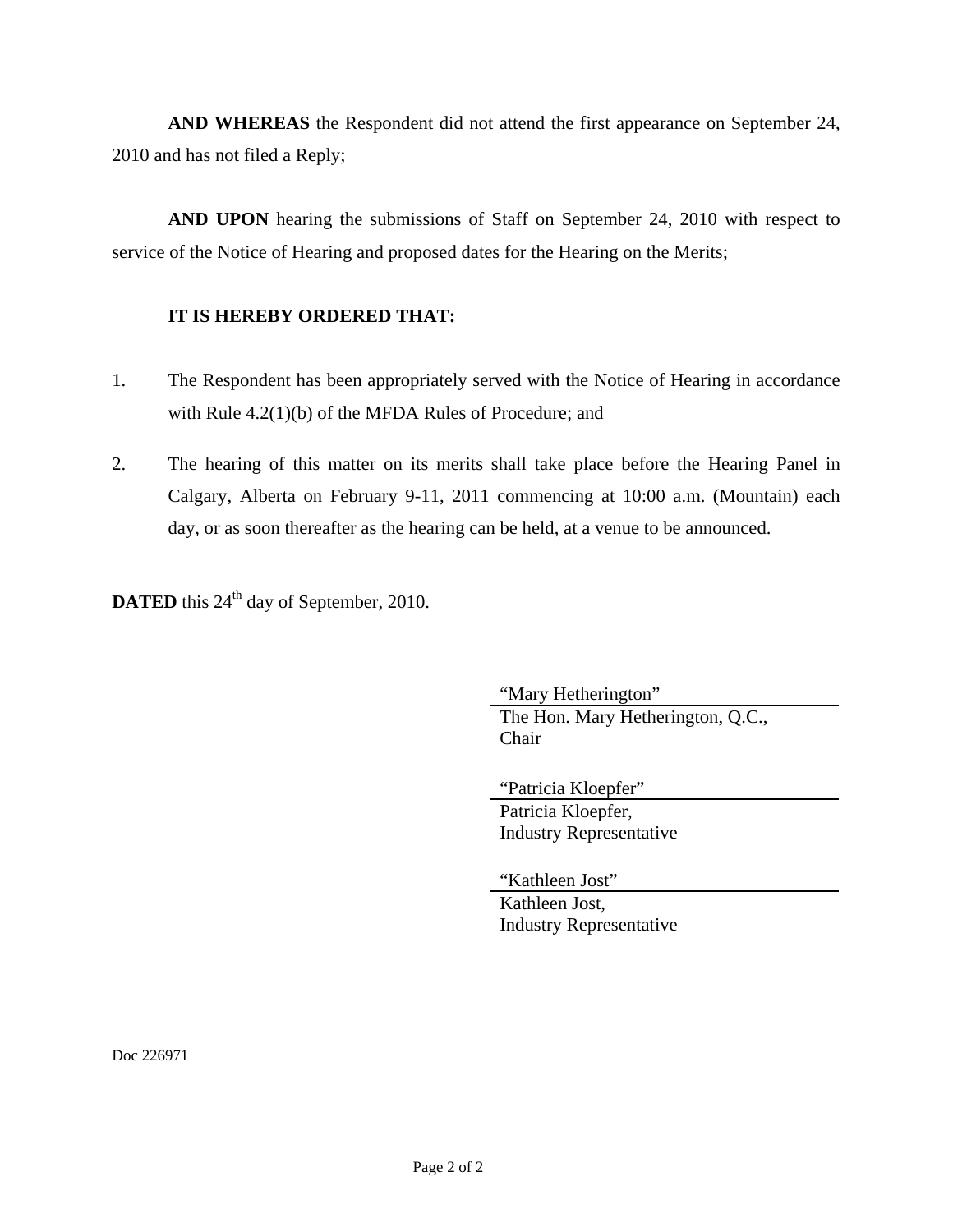**AND WHEREAS** the Respondent did not attend the first appearance on September 24, 2010 and has not filed a Reply;

**AND UPON** hearing the submissions of Staff on September 24, 2010 with respect to service of the Notice of Hearing and proposed dates for the Hearing on the Merits;

**IT IS HEREBY ORDERED THAT:**

1. The Respondent has been appropriately served with the Notice of Hearing in accordance with Rule 4.2(1)(b) of the MFDA Rules of Procedure; and

2. The hearing of this matter on its merits shall take place before the Hearing Panel in Calgary, Alberta on February 9-11, 2011 commencing at 10:00 a.m. (Mountain) each day, or as soon thereafter as the hearing can be held, at a venue to be announced.

**DATED** this 24th day of September, 2010.

"Mary Hetherington"
The Hon. Mary Hetherington, Q.C.,
Chair

"Patricia Kloepfer"
Patricia Kloepfer,
Industry Representative

"Kathleen Jost"
Kathleen Jost,
Industry Representative

Doc 226971